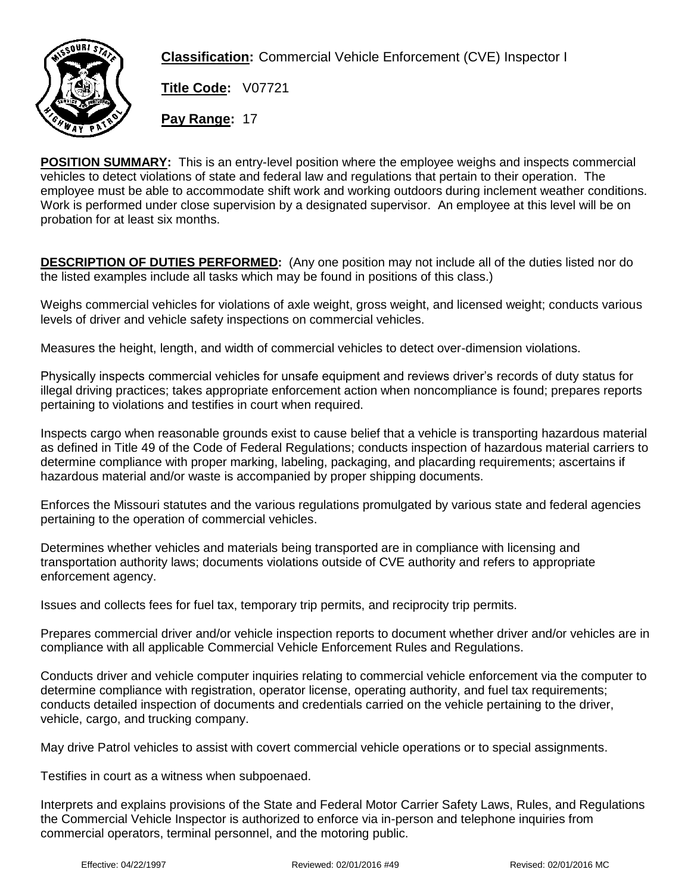**Classification:** Commercial Vehicle Enforcement (CVE) Inspector I

**Title Code:** V07721

**Pay Range:** 17

**POSITION SUMMARY:** This is an entry-level position where the employee weighs and inspects commercial vehicles to detect violations of state and federal law and regulations that pertain to their operation. The employee must be able to accommodate shift work and working outdoors during inclement weather conditions. Work is performed under close supervision by a designated supervisor. An employee at this level will be on probation for at least six months.

**DESCRIPTION OF DUTIES PERFORMED:** (Any one position may not include all of the duties listed nor do the listed examples include all tasks which may be found in positions of this class.)

Weighs commercial vehicles for violations of axle weight, gross weight, and licensed weight; conducts various levels of driver and vehicle safety inspections on commercial vehicles.

Measures the height, length, and width of commercial vehicles to detect over-dimension violations.

Physically inspects commercial vehicles for unsafe equipment and reviews driver's records of duty status for illegal driving practices; takes appropriate enforcement action when noncompliance is found; prepares reports pertaining to violations and testifies in court when required.

Inspects cargo when reasonable grounds exist to cause belief that a vehicle is transporting hazardous material as defined in Title 49 of the Code of Federal Regulations; conducts inspection of hazardous material carriers to determine compliance with proper marking, labeling, packaging, and placarding requirements; ascertains if hazardous material and/or waste is accompanied by proper shipping documents.

Enforces the Missouri statutes and the various regulations promulgated by various state and federal agencies pertaining to the operation of commercial vehicles.

Determines whether vehicles and materials being transported are in compliance with licensing and transportation authority laws; documents violations outside of CVE authority and refers to appropriate enforcement agency.

Issues and collects fees for fuel tax, temporary trip permits, and reciprocity trip permits.

Prepares commercial driver and/or vehicle inspection reports to document whether driver and/or vehicles are in compliance with all applicable Commercial Vehicle Enforcement Rules and Regulations.

Conducts driver and vehicle computer inquiries relating to commercial vehicle enforcement via the computer to determine compliance with registration, operator license, operating authority, and fuel tax requirements; conducts detailed inspection of documents and credentials carried on the vehicle pertaining to the driver, vehicle, cargo, and trucking company.

May drive Patrol vehicles to assist with covert commercial vehicle operations or to special assignments.

Testifies in court as a witness when subpoenaed.

Interprets and explains provisions of the State and Federal Motor Carrier Safety Laws, Rules, and Regulations the Commercial Vehicle Inspector is authorized to enforce via in-person and telephone inquiries from commercial operators, terminal personnel, and the motoring public.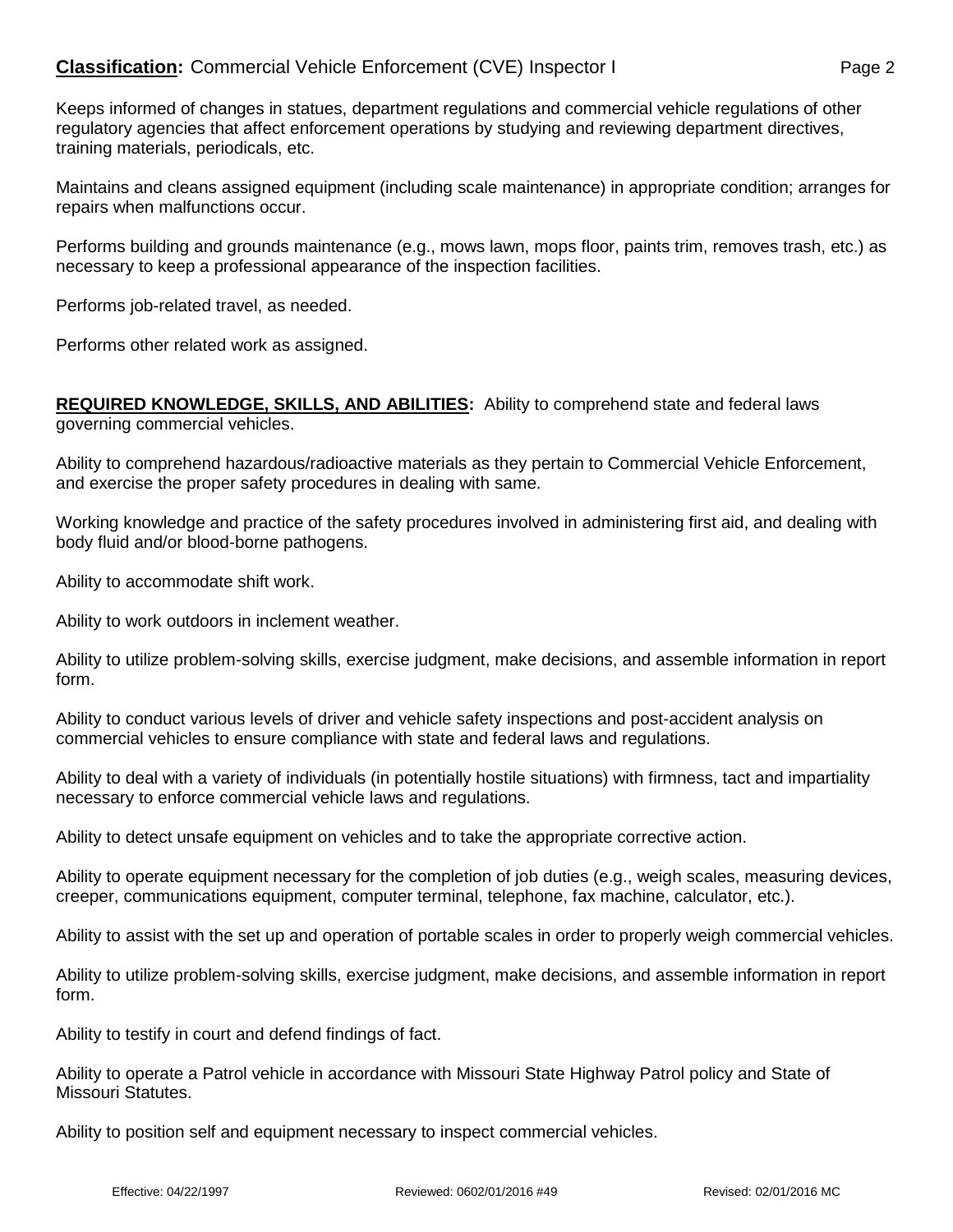Keeps informed of changes in statues, department regulations and commercial vehicle regulations of other regulatory agencies that affect enforcement operations by studying and reviewing department directives, training materials, periodicals, etc.

Maintains and cleans assigned equipment (including scale maintenance) in appropriate condition; arranges for repairs when malfunctions occur.

Performs building and grounds maintenance (e.g., mows lawn, mops floor, paints trim, removes trash, etc.) as necessary to keep a professional appearance of the inspection facilities.

Performs job-related travel, as needed.

Performs other related work as assigned.

**REQUIRED KNOWLEDGE, SKILLS, AND ABILITIES:** Ability to comprehend state and federal laws governing commercial vehicles.

Ability to comprehend hazardous/radioactive materials as they pertain to Commercial Vehicle Enforcement, and exercise the proper safety procedures in dealing with same.

Working knowledge and practice of the safety procedures involved in administering first aid, and dealing with body fluid and/or blood-borne pathogens.

Ability to accommodate shift work.

Ability to work outdoors in inclement weather.

Ability to utilize problem-solving skills, exercise judgment, make decisions, and assemble information in report form.

Ability to conduct various levels of driver and vehicle safety inspections and post-accident analysis on commercial vehicles to ensure compliance with state and federal laws and regulations.

Ability to deal with a variety of individuals (in potentially hostile situations) with firmness, tact and impartiality necessary to enforce commercial vehicle laws and regulations.

Ability to detect unsafe equipment on vehicles and to take the appropriate corrective action.

Ability to operate equipment necessary for the completion of job duties (e.g., weigh scales, measuring devices, creeper, communications equipment, computer terminal, telephone, fax machine, calculator, etc.).

Ability to assist with the set up and operation of portable scales in order to properly weigh commercial vehicles.

Ability to utilize problem-solving skills, exercise judgment, make decisions, and assemble information in report form.

Ability to testify in court and defend findings of fact.

Ability to operate a Patrol vehicle in accordance with Missouri State Highway Patrol policy and State of Missouri Statutes.

Ability to position self and equipment necessary to inspect commercial vehicles.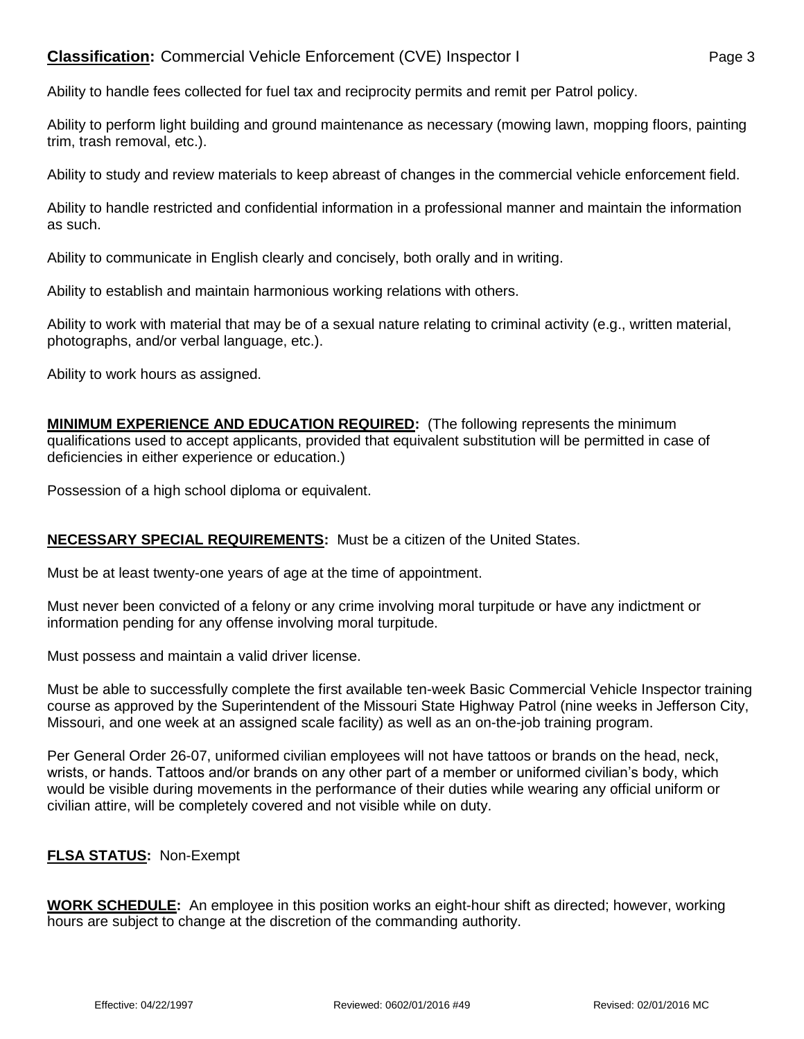Ability to handle fees collected for fuel tax and reciprocity permits and remit per Patrol policy.

Ability to perform light building and ground maintenance as necessary (mowing lawn, mopping floors, painting trim, trash removal, etc.).

Ability to study and review materials to keep abreast of changes in the commercial vehicle enforcement field.

Ability to handle restricted and confidential information in a professional manner and maintain the information as such.

Ability to communicate in English clearly and concisely, both orally and in writing.

Ability to establish and maintain harmonious working relations with others.

Ability to work with material that may be of a sexual nature relating to criminal activity (e.g., written material, photographs, and/or verbal language, etc.).

Ability to work hours as assigned.

**MINIMUM EXPERIENCE AND EDUCATION REQUIRED:** (The following represents the minimum qualifications used to accept applicants, provided that equivalent substitution will be permitted in case of deficiencies in either experience or education.)

Possession of a high school diploma or equivalent.

**NECESSARY SPECIAL REQUIREMENTS:** Must be a citizen of the United States.

Must be at least twenty-one years of age at the time of appointment.

Must never been convicted of a felony or any crime involving moral turpitude or have any indictment or information pending for any offense involving moral turpitude.

Must possess and maintain a valid driver license.

Must be able to successfully complete the first available ten-week Basic Commercial Vehicle Inspector training course as approved by the Superintendent of the Missouri State Highway Patrol (nine weeks in Jefferson City, Missouri, and one week at an assigned scale facility) as well as an on-the-job training program.

Per General Order 26-07, uniformed civilian employees will not have tattoos or brands on the head, neck, wrists, or hands. Tattoos and/or brands on any other part of a member or uniformed civilian's body, which would be visible during movements in the performance of their duties while wearing any official uniform or civilian attire, will be completely covered and not visible while on duty.

**FLSA STATUS:** Non-Exempt

**WORK SCHEDULE:** An employee in this position works an eight-hour shift as directed; however, working hours are subject to change at the discretion of the commanding authority.

Effective: 04/22/1997 Reviewed: 0602/01/2016 #49 Revised: 02/01/2016 MC